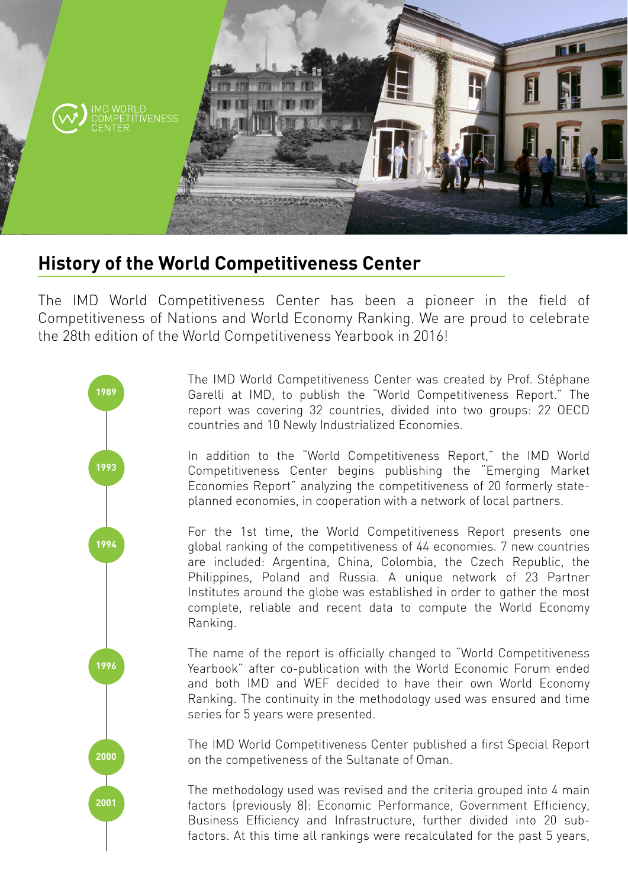IMD WORLD COMPETITIVENESS CENTER

## History of the World Competitiveness Center

The IMD World Competitiveness Center has been a pioneer in the field of Competitiveness of Nations and World Economy Ranking. We are proud to celebrate the 28th edition of the World Competitiveness Yearbook in 2016!

**1989**

The IMD World Competitiveness Center was created by Prof. Stéphane Garelli at IMD, to publish the "World Competitiveness Report." The report was covering 32 countries, divided into two groups: 22 OECD countries and 10 Newly Industrialized Economies.

**1993**

In addition to the "World Competitiveness Report," the IMD World Competitiveness Center begins publishing the "Emerging Market Economies Report" analyzing the competitiveness of 20 formerly state-planned economies, in cooperation with a network of local partners.

**1994**

For the 1st time, the World Competitiveness Report presents one global ranking of the competitiveness of 44 economies. 7 new countries are included: Argentina, China, Colombia, the Czech Republic, the Philippines, Poland and Russia. A unique network of 23 Partner Institutes around the globe was established in order to gather the most complete, reliable and recent data to compute the World Economy Ranking.

**1996**

The name of the report is officially changed to "World Competitiveness Yearbook" after co-publication with the World Economic Forum ended and both IMD and WEF decided to have their own World Economy Ranking. The continuity in the methodology used was ensured and time series for 5 years were presented.

**2000**

The IMD World Competitiveness Center published a first Special Report on the competeveness of the Sultanate of Oman.

**2001**

The methodology used was revised and the criteria grouped into 4 main factors (previously 8): Economic Performance, Government Efficiency, Business Efficiency and Infrastructure, further divided into 20 sub-factors. At this time all rankings were recalculated for the past 5 years,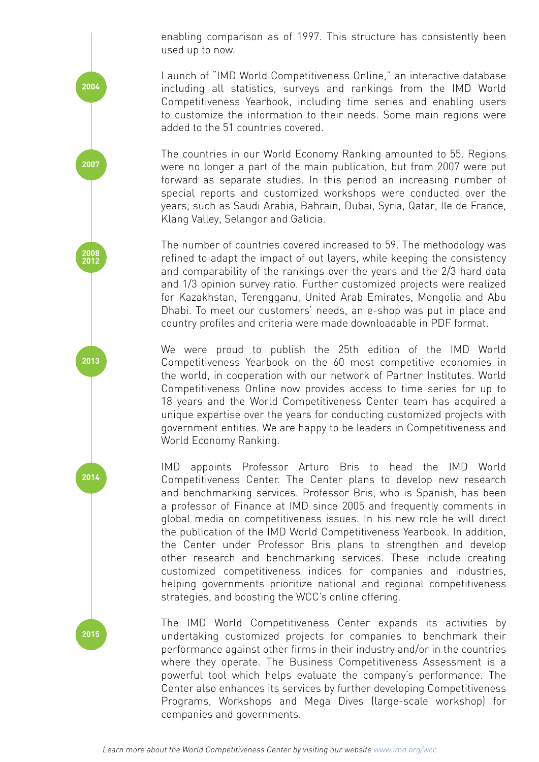enabling comparison as of 1997. This structure has consistently been used up to now.

**2004**

Launch of "IMD World Competitiveness Online," an interactive database including all statistics, surveys and rankings from the IMD World Competitiveness Yearbook, including time series and enabling users to customize the information to their needs. Some main regions were added to the 51 countries covered.

**2007**

The countries in our World Economy Ranking amounted to 55. Regions were no longer a part of the main publication, but from 2007 were put forward as separate studies. In this period an increasing number of special reports and customized workshops were conducted over the years, such as Saudi Arabia, Bahrain, Dubai, Syria, Qatar, Ile de France, Klang Valley, Selangor and Galicia.

**2008 2012**

The number of countries covered increased to 59. The methodology was refined to adapt the impact of out layers, while keeping the consistency and comparability of the rankings over the years and the 2/3 hard data and 1/3 opinion survey ratio. Further customized projects were realized for Kazakhstan, Terengganu, United Arab Emirates, Mongolia and Abu Dhabi. To meet our customers' needs, an e-shop was put in place and country profiles and criteria were made downloadable in PDF format.

**2013**

We were proud to publish the 25th edition of the IMD World Competitiveness Yearbook on the 60 most competitive economies in the world, in cooperation with our network of Partner Institutes. World Competitiveness Online now provides access to time series for up to 18 years and the World Competitiveness Center team has acquired a unique expertise over the years for conducting customized projects with government entities. We are happy to be leaders in Competitiveness and World Economy Ranking.

**2014**

IMD appoints Professor Arturo Bris to head the IMD World Competitiveness Center. The Center plans to develop new research and benchmarking services. Professor Bris, who is Spanish, has been a professor of Finance at IMD since 2005 and frequently comments in global media on competitiveness issues. In his new role he will direct the publication of the IMD World Competitiveness Yearbook. In addition, the Center under Professor Bris plans to strengthen and develop other research and benchmarking services. These include creating customized competitiveness indices for companies and industries, helping governments prioritize national and regional competitiveness strategies, and boosting the WCC's online offering.

**2015**

The IMD World Competitiveness Center expands its activities by undertaking customized projects for companies to benchmark their performance against other firms in their industry and/or in the countries where they operate. The Business Competitiveness Assessment is a powerful tool which helps evaluate the company's performance. The Center also enhances its services by further developing Competitiveness Programs, Workshops and Mega Dives (large-scale workshop) for companies and governments.

*Learn more about the World Competitiveness Center by visiting our website www.imd.org/wcc*